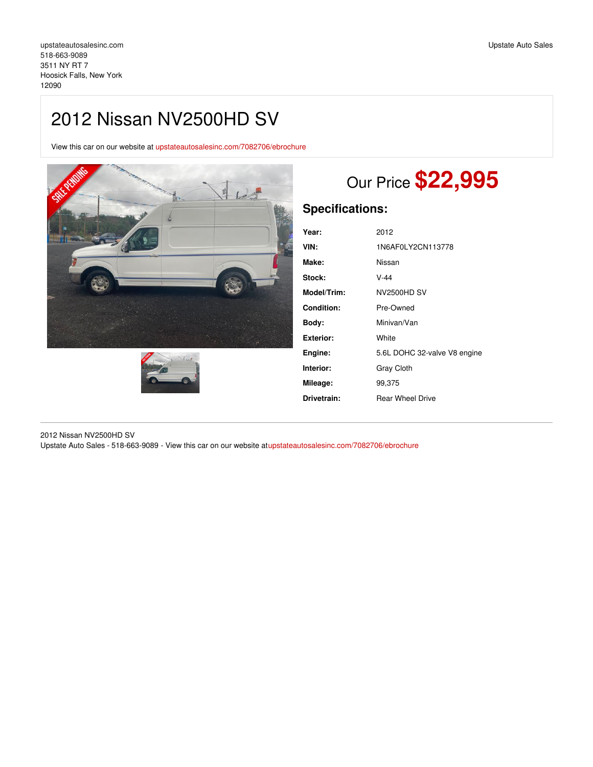upstateautosalesinc.com
518-663-9089
3511 NY RT 7
Hoosick Falls, New York
12090

Upstate Auto Sales

# 2012 Nissan NV2500HD SV

View this car on our website at upstateautosalesinc.com/7082706/ebrochure

Our Price **$22,995**

## Specifications:

| | |
|---|---|
| **Year:** | 2012 |
| **VIN:** | 1N6AF0LY2CN113778 |
| **Make:** | Nissan |
| **Stock:** | V-44 |
| **Model/Trim:** | NV2500HD SV |
| **Condition:** | Pre-Owned |
| **Body:** | Minivan/Van |
| **Exterior:** | White |
| **Engine:** | 5.6L DOHC 32-valve V8 engine |
| **Interior:** | Gray Cloth |
| **Mileage:** | 99,375 |
| **Drivetrain:** | Rear Wheel Drive |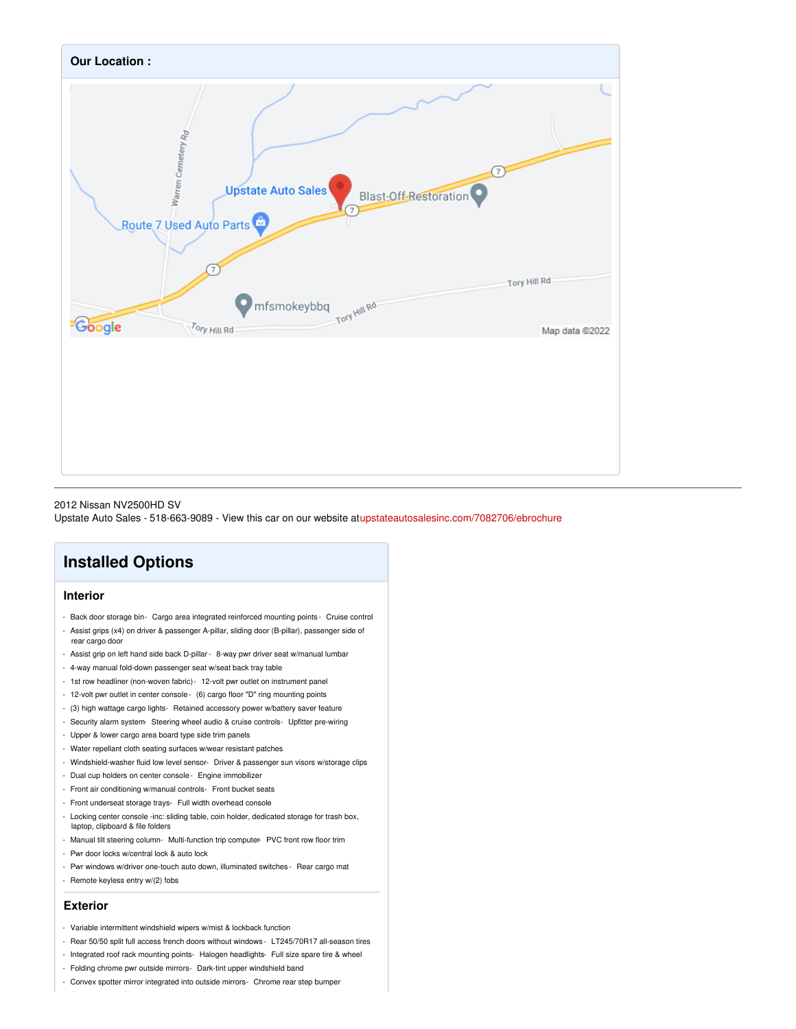## Our Location :

2012 Nissan NV2500HD SV
Upstate Auto Sales - 518-663-9089 - View this car on our website at upstateautosalesinc.com/7082706/ebrochure

# Installed Options

## Interior

- Back door storage bin - Cargo area integrated reinforced mounting points - Cruise control
- Assist grips (x4) on driver & passenger A-pillar, sliding door (B-pillar), passenger side of rear cargo door
- Assist grip on left hand side back D-pillar - 8-way pwr driver seat w/manual lumbar
- 4-way manual fold-down passenger seat w/seat back tray table
- 1st row headliner (non-woven fabric) - 12-volt pwr outlet on instrument panel
- 12-volt pwr outlet in center console - (6) cargo floor "D" ring mounting points
- (3) high wattage cargo lights - Retained accessory power w/battery saver feature
- Security alarm system - Steering wheel audio & cruise controls - Upfitter pre-wiring
- Upper & lower cargo area board type side trim panels
- Water repellant cloth seating surfaces w/wear resistant patches
- Windshield-washer fluid low level sensor - Driver & passenger sun visors w/storage clips
- Dual cup holders on center console - Engine immobilizer
- Front air conditioning w/manual controls - Front bucket seats
- Front underseat storage trays - Full width overhead console
- Locking center console -inc: sliding table, coin holder, dedicated storage for trash box, laptop, clipboard & file folders
- Manual tilt steering column - Multi-function trip computer - PVC front row floor trim
- Pwr door locks w/central lock & auto lock
- Pwr windows w/driver one-touch auto down, illuminated switches - Rear cargo mat
- Remote keyless entry w/(2) fobs

## Exterior

- Variable intermittent windshield wipers w/mist & lockback function
- Rear 50/50 split full access french doors without windows - LT245/70R17 all-season tires
- Integrated roof rack mounting points - Halogen headlights - Full size spare tire & wheel
- Folding chrome pwr outside mirrors - Dark-tint upper windshield band
- Convex spotter mirror integrated into outside mirrors - Chrome rear step bumper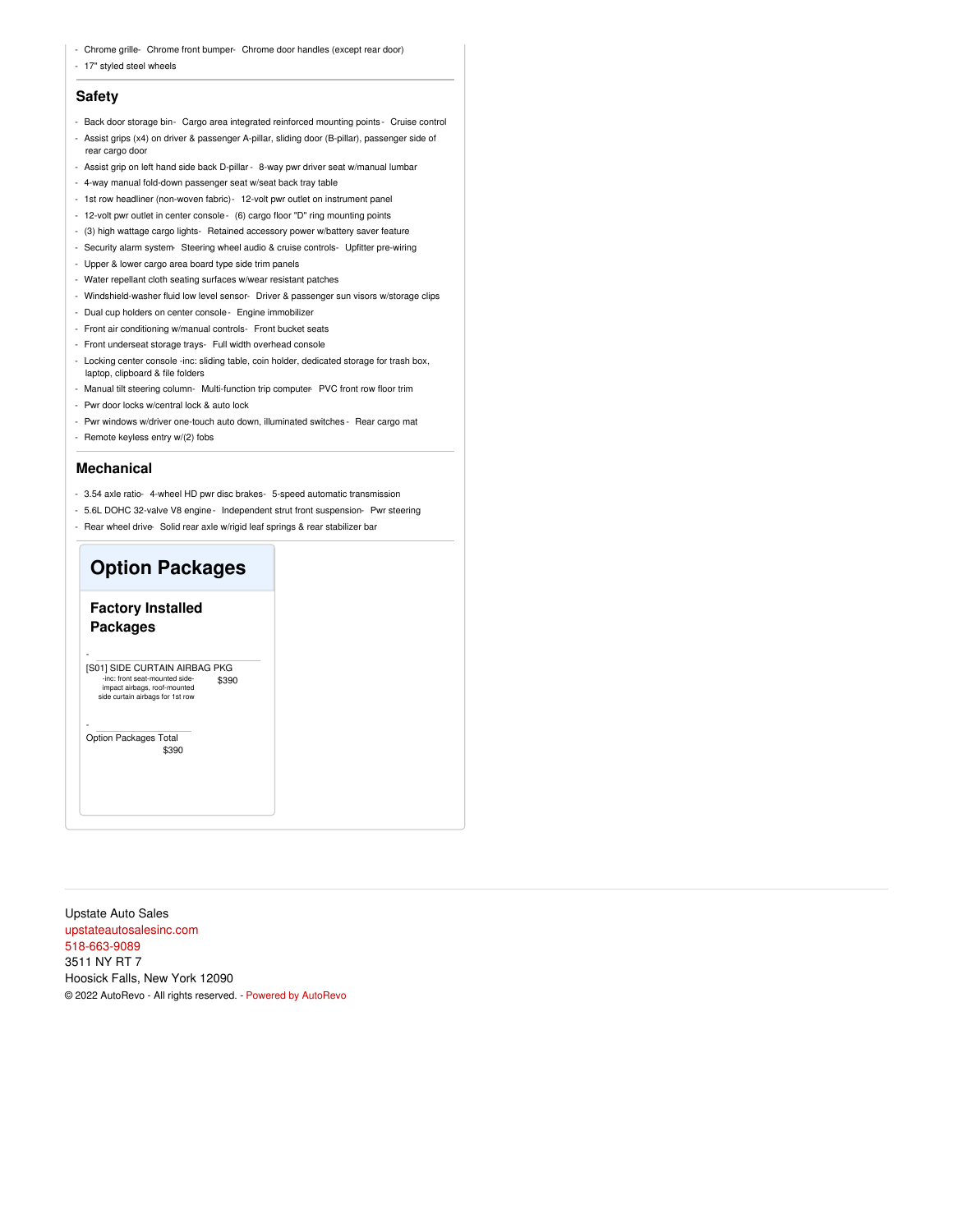- Chrome grille - Chrome front bumper - Chrome door handles (except rear door)
- 17" styled steel wheels

## Safety

- Back door storage bin - Cargo area integrated reinforced mounting points - Cruise control
- Assist grips (x4) on driver & passenger A-pillar, sliding door (B-pillar), passenger side of rear cargo door
- Assist grip on left hand side back D-pillar - 8-way pwr driver seat w/manual lumbar
- 4-way manual fold-down passenger seat w/seat back tray table
- 1st row headliner (non-woven fabric) - 12-volt pwr outlet on instrument panel
- 12-volt pwr outlet in center console - (6) cargo floor "D" ring mounting points
- (3) high wattage cargo lights - Retained accessory power w/battery saver feature
- Security alarm system - Steering wheel audio & cruise controls - Upfitter pre-wiring
- Upper & lower cargo area board type side trim panels
- Water repellant cloth seating surfaces w/wear resistant patches
- Windshield-washer fluid low level sensor - Driver & passenger sun visors w/storage clips
- Dual cup holders on center console - Engine immobilizer
- Front air conditioning w/manual controls - Front bucket seats
- Front underseat storage trays - Full width overhead console
- Locking center console -inc: sliding table, coin holder, dedicated storage for trash box, laptop, clipboard & file folders
- Manual tilt steering column - Multi-function trip computer - PVC front row floor trim
- Pwr door locks w/central lock & auto lock
- Pwr windows w/driver one-touch auto down, illuminated switches - Rear cargo mat
- Remote keyless entry w/(2) fobs

## Mechanical

- 3.54 axle ratio - 4-wheel HD pwr disc brakes - 5-speed automatic transmission
- 5.6L DOHC 32-valve V8 engine - Independent strut front suspension - Pwr steering
- Rear wheel drive - Solid rear axle w/rigid leaf springs & rear stabilizer bar

# Option Packages

### Factory Installed Packages

| | |
|---|---|
| [S01] SIDE CURTAIN AIRBAG PKG -inc: front seat-mounted side-impact airbags, roof-mounted side curtain airbags for 1st row | $390 |
| Option Packages Total | $390 |

Upstate Auto Sales
upstateautosalesinc.com
518-663-9089
3511 NY RT 7
Hoosick Falls, New York 12090
© 2022 AutoRevo - All rights reserved. - Powered by AutoRevo